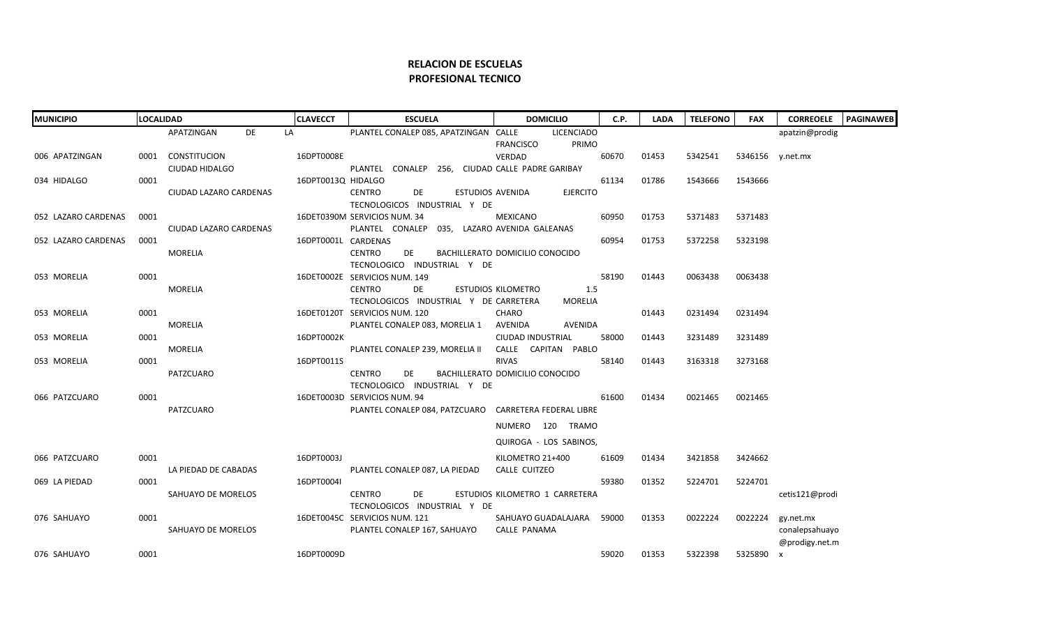# RELACION DE ESCUELAS
## PROFESIONAL TECNICO

| MUNICIPIO | LOCALIDAD | | CLAVECCT | ESCUELA | DOMICILIO | C.P. | LADA | TELEFONO | FAX | CORREOELE | PAGINAWEB |
|---|---|---|---|---|---|---|---|---|---|---|---|
| 006 APATZINGAN | 0001 | APATZINGAN DE LA CONSTITUCION | 16DPT0008E | PLANTEL CONALEP 085, APATZINGAN | CALLE LICENCIADO FRANCISCO PRIMO VERDAD | 60670 | 01453 | 5342541 | 5346156 | apatzin@prodigy.net.mx | |
| 034 HIDALGO | 0001 | CIUDAD HIDALGO | 16DPT0013Q | PLANTEL CONALEP 256, CIUDAD HIDALGO | CALLE PADRE GARIBAY | 61134 | 01786 | 1543666 | 1543666 | | |
| 052 LAZARO CARDENAS | 0001 | CIUDAD LAZARO CARDENAS | 16DET0390M | CENTRO DE ESTUDIOS TECNOLOGICOS INDUSTRIAL Y DE SERVICIOS NUM. 34 | AVENIDA EJERCITO MEXICANO | 60950 | 01753 | 5371483 | 5371483 | | |
| 052 LAZARO CARDENAS | 0001 | CIUDAD LAZARO CARDENAS | 16DPT0001L | PLANTEL CONALEP 035, LAZARO CARDENAS | AVENIDA GALEANAS | 60954 | 01753 | 5372258 | 5323198 | | |
| 053 MORELIA | 0001 | MORELIA | 16DET0002E | CENTRO DE BACHILLERATO TECNOLOGICO INDUSTRIAL Y DE SERVICIOS NUM. 149 | DOMICILIO CONOCIDO | 58190 | 01443 | 0063438 | 0063438 | | |
| 053 MORELIA | 0001 | MORELIA | 16DET0120T | CENTRO DE ESTUDIOS TECNOLOGICOS INDUSTRIAL Y DE SERVICIOS NUM. 120 | KILOMETRO 1.5 CARRETERA MORELIA CHARO | | 01443 | 0231494 | 0231494 | | |
| 053 MORELIA | 0001 | MORELIA | 16DPT0002K | PLANTEL CONALEP 083, MORELIA 1 | AVENIDA AVENIDA CIUDAD INDUSTRIAL | 58000 | 01443 | 3231489 | 3231489 | | |
| 053 MORELIA | 0001 | MORELIA | 16DPT0011S | PLANTEL CONALEP 239, MORELIA II | CALLE CAPITAN PABLO RIVAS | 58140 | 01443 | 3163318 | 3273168 | | |
| 066 PATZCUARO | 0001 | PATZCUARO | 16DET0003D | CENTRO DE BACHILLERATO TECNOLOGICO INDUSTRIAL Y DE SERVICIOS NUM. 94 | DOMICILIO CONOCIDO | 61600 | 01434 | 0021465 | 0021465 | | |
| 066 PATZCUARO | 0001 | PATZCUARO | 16DPT0003J | PLANTEL CONALEP 084, PATZCUARO | CARRETERA FEDERAL LIBRE NUMERO 120 TRAMO QUIROGA - LOS SABINOS, KILOMETRO 21+400 | 61609 | 01434 | 3421858 | 3424662 | | |
| 069 LA PIEDAD | 0001 | LA PIEDAD DE CABADAS | 16DPT0004I | PLANTEL CONALEP 087, LA PIEDAD | CALLE CUITZEO | 59380 | 01352 | 5224701 | 5224701 | | |
| 076 SAHUAYO | 0001 | SAHUAYO DE MORELOS | 16DET0045C | CENTRO DE ESTUDIOS TECNOLOGICOS INDUSTRIAL Y DE SERVICIOS NUM. 121 | KILOMETRO 1 CARRETERA SAHUAYO GUADALAJARA | 59000 | 01353 | 0022224 | 0022224 | cetis121@prodigy.net.mx | |
| 076 SAHUAYO | 0001 | SAHUAYO DE MORELOS | 16DPT0009D | PLANTEL CONALEP 167, SAHUAYO | CALLE PANAMA | 59020 | 01353 | 5322398 | 5325890 | conalepsahuayo@prodigy.net.mx | |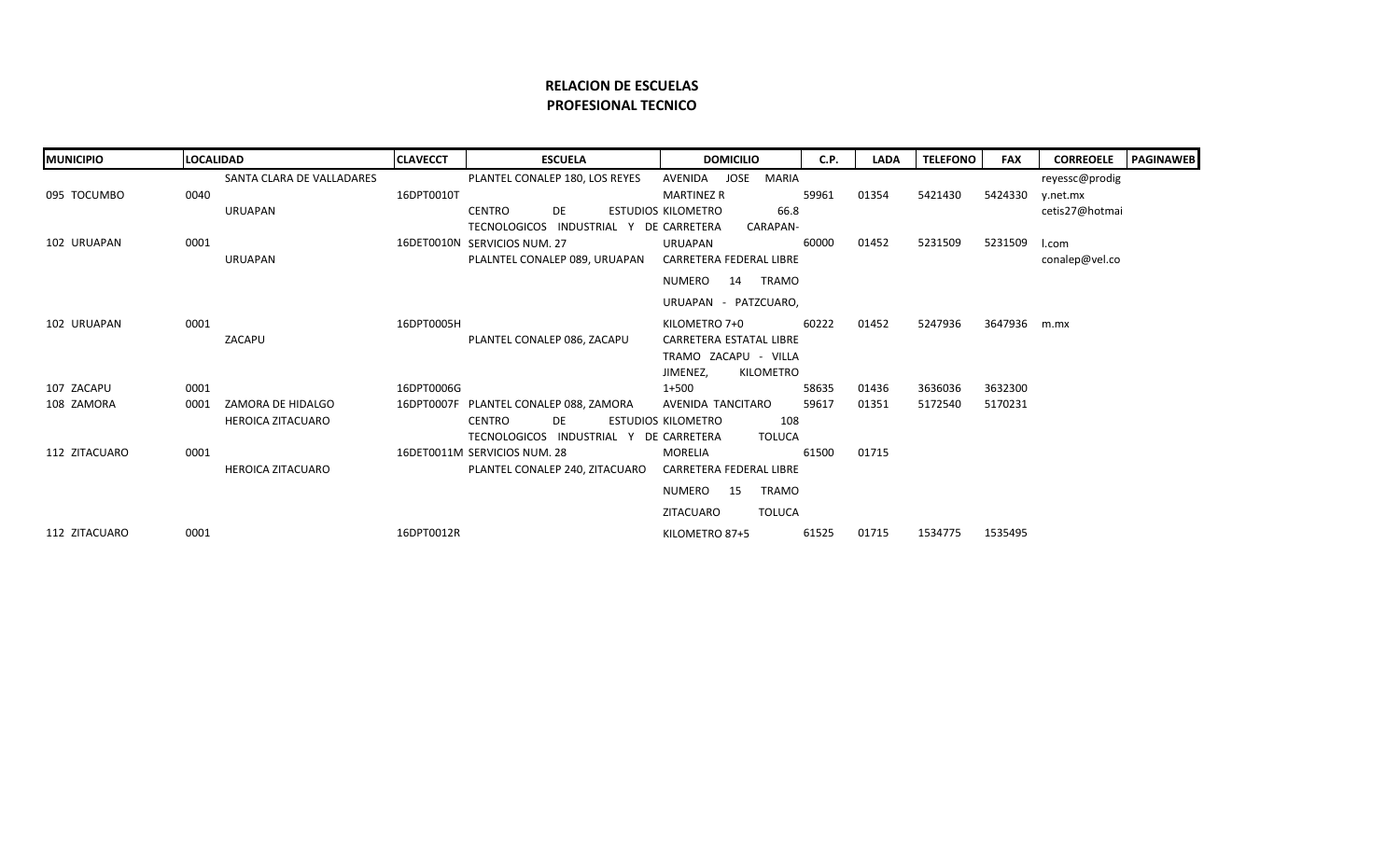# RELACION DE ESCUELAS
## PROFESIONAL TECNICO

| MUNICIPIO | LOCALIDAD | | CLAVECCT | ESCUELA | DOMICILIO | C.P. | LADA | TELEFONO | FAX | CORREOELE | PAGINAWEB |
|---|---|---|---|---|---|---|---|---|---|---|---|
| 095 TOCUMBO | 0040 | SANTA CLARA DE VALLADARES | 16DPT0010T | PLANTEL CONALEP 180, LOS REYES | AVENIDA JOSE MARIA MARTINEZ R | 59961 | 01354 | 5421430 | 5424330 | reyessc@prodigy.net.mx | |
| 102 URUAPAN | 0001 | URUAPAN | 16DET0010N | CENTRO DE ESTUDIOS TECNOLOGICOS INDUSTRIAL Y DE SERVICIOS NUM. 27 | KILOMETRO 66.8 CARRETERA CARAPAN-URUAPAN | 60000 | 01452 | 5231509 | 5231509 | cetis27@hotmail.com | |
| 102 URUAPAN | 0001 | URUAPAN | 16DPT0005H | PLALNTEL CONALEP 089, URUAPAN | CARRETERA FEDERAL LIBRE NUMERO 14 TRAMO URUAPAN - PATZCUARO, KILOMETRO 7+0 | 60222 | 01452 | 5247936 | 3647936 | conalep@vel.com.mx | |
| 107 ZACAPU | 0001 | ZACAPU | 16DPT0006G | PLANTEL CONALEP 086, ZACAPU | CARRETERA ESTATAL LIBRE TRAMO ZACAPU - VILLA JIMENEZ, KILOMETRO 1+500 | 58635 | 01436 | 3636036 | 3632300 | | |
| 108 ZAMORA | 0001 | ZAMORA DE HIDALGO | 16DPT0007F | PLANTEL CONALEP 088, ZAMORA | AVENIDA TANCITARO | 59617 | 01351 | 5172540 | 5170231 | | |
| 112 ZITACUARO | 0001 | HEROICA ZITACUARO | 16DET0011M | CENTRO DE ESTUDIOS TECNOLOGICOS INDUSTRIAL Y DE SERVICIOS NUM. 28 | KILOMETRO 108 CARRETERA TOLUCA MORELIA | 61500 | 01715 | | | | |
| 112 ZITACUARO | 0001 | HEROICA ZITACUARO | 16DPT0012R | PLANTEL CONALEP 240, ZITACUARO | CARRETERA FEDERAL LIBRE NUMERO 15 TRAMO ZITACUARO TOLUCA KILOMETRO 87+5 | 61525 | 01715 | 1534775 | 1535495 | | |